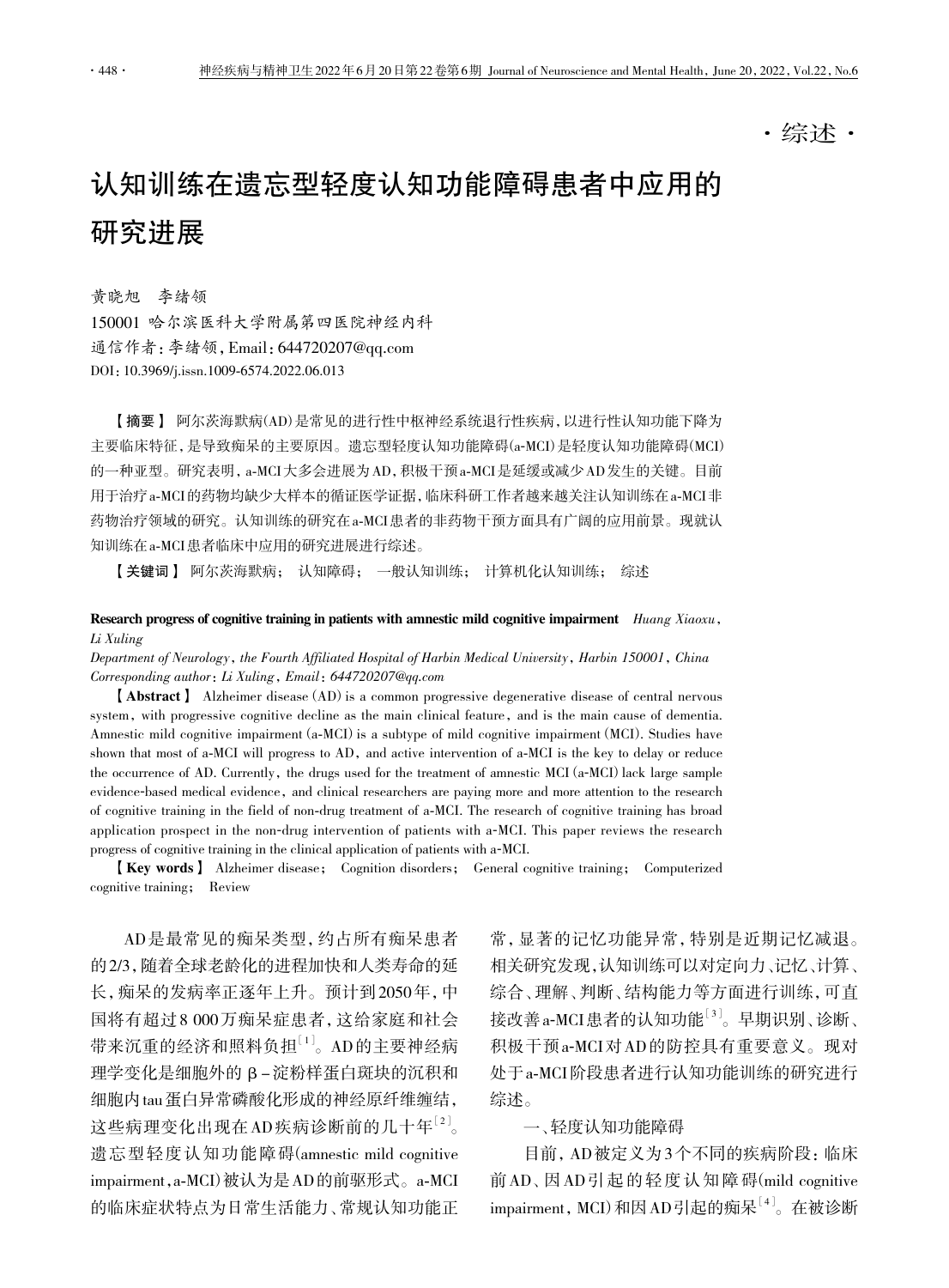·综述·

# 认知训练在遗忘型轻度认知功能障碍患者中应用的研究进展

黄晓旭　李绪领

150001 哈尔滨医科大学附属第四医院神经内科

通信作者：李绪领，Email：644720207@qq.com

DOI：10.3969/j.issn.1009-6574.2022.06.013

【摘要】 阿尔茨海默病(AD)是常见的进行性中枢神经系统退行性疾病，以进行性认知功能下降为主要临床特征，是导致痴呆的主要原因。遗忘型轻度认知功能障碍(a-MCI)是轻度认知功能障碍(MCI)的一种亚型。研究表明，a-MCI大多会进展为AD，积极干预a-MCI是延缓或减少AD发生的关键。目前用于治疗a-MCI的药物均缺少大样本的循证医学证据，临床科研工作者越来越关注认知训练在a-MCI非药物治疗领域的研究。认知训练的研究在a-MCI患者的非药物干预方面具有广阔的应用前景。现就认知训练在a-MCI患者临床中应用的研究进展进行综述。

【关键词】 阿尔茨海默病；　认知障碍；　一般认知训练；　计算机化认知训练；　综述

**Research progress of cognitive training in patients with amnestic mild cognitive impairment** *Huang Xiaoxu, Li Xuling*

*Department of Neurology, the Fourth Affiliated Hospital of Harbin Medical University, Harbin 150001, China*

*Corresponding author: Li Xuling, Email: 644720207@qq.com*

**【Abstract】** Alzheimer disease (AD) is a common progressive degenerative disease of central nervous system, with progressive cognitive decline as the main clinical feature, and is the main cause of dementia. Amnestic mild cognitive impairment (a-MCI) is a subtype of mild cognitive impairment (MCI). Studies have shown that most of a-MCI will progress to AD, and active intervention of a-MCI is the key to delay or reduce the occurrence of AD. Currently, the drugs used for the treatment of amnestic MCI (a-MCI) lack large sample evidence-based medical evidence, and clinical researchers are paying more and more attention to the research of cognitive training in the field of non-drug treatment of a-MCI. The research of cognitive training has broad application prospect in the non-drug intervention of patients with a-MCI. This paper reviews the research progress of cognitive training in the clinical application of patients with a-MCI.

**【Key words】** Alzheimer disease;　Cognition disorders;　General cognitive training;　Computerized cognitive training;　Review

AD是最常见的痴呆类型，约占所有痴呆患者的2/3，随着全球老龄化的进程加快和人类寿命的延长，痴呆的发病率正逐年上升。预计到2050年，中国将有超过8 000万痴呆症患者，这给家庭和社会带来沉重的经济和照料负担[1]。AD的主要神经病理学变化是细胞外的β-淀粉样蛋白斑块的沉积和细胞内tau蛋白异常磷酸化形成的神经原纤维缠结，这些病理变化出现在AD疾病诊断前的几十年[2]。遗忘型轻度认知功能障碍(amnestic mild cognitive impairment，a-MCI)被认为是AD的前驱形式。a-MCI的临床症状特点为日常生活能力、常规认知功能正常，显著的记忆功能异常，特别是近期记忆减退。相关研究发现，认知训练可以对定向力、记忆、计算、综合、理解、判断、结构能力等方面进行训练，可直接改善a-MCI患者的认知功能[3]。早期识别、诊断、积极干预a-MCI对AD的防控具有重要意义。现对处于a-MCI阶段患者进行认知功能训练的研究进行综述。

## 一、轻度认知功能障碍

目前，AD被定义为3个不同的疾病阶段：临床前AD、因AD引起的轻度认知障碍(mild cognitive impairment，MCI)和因AD引起的痴呆[4]。在被诊断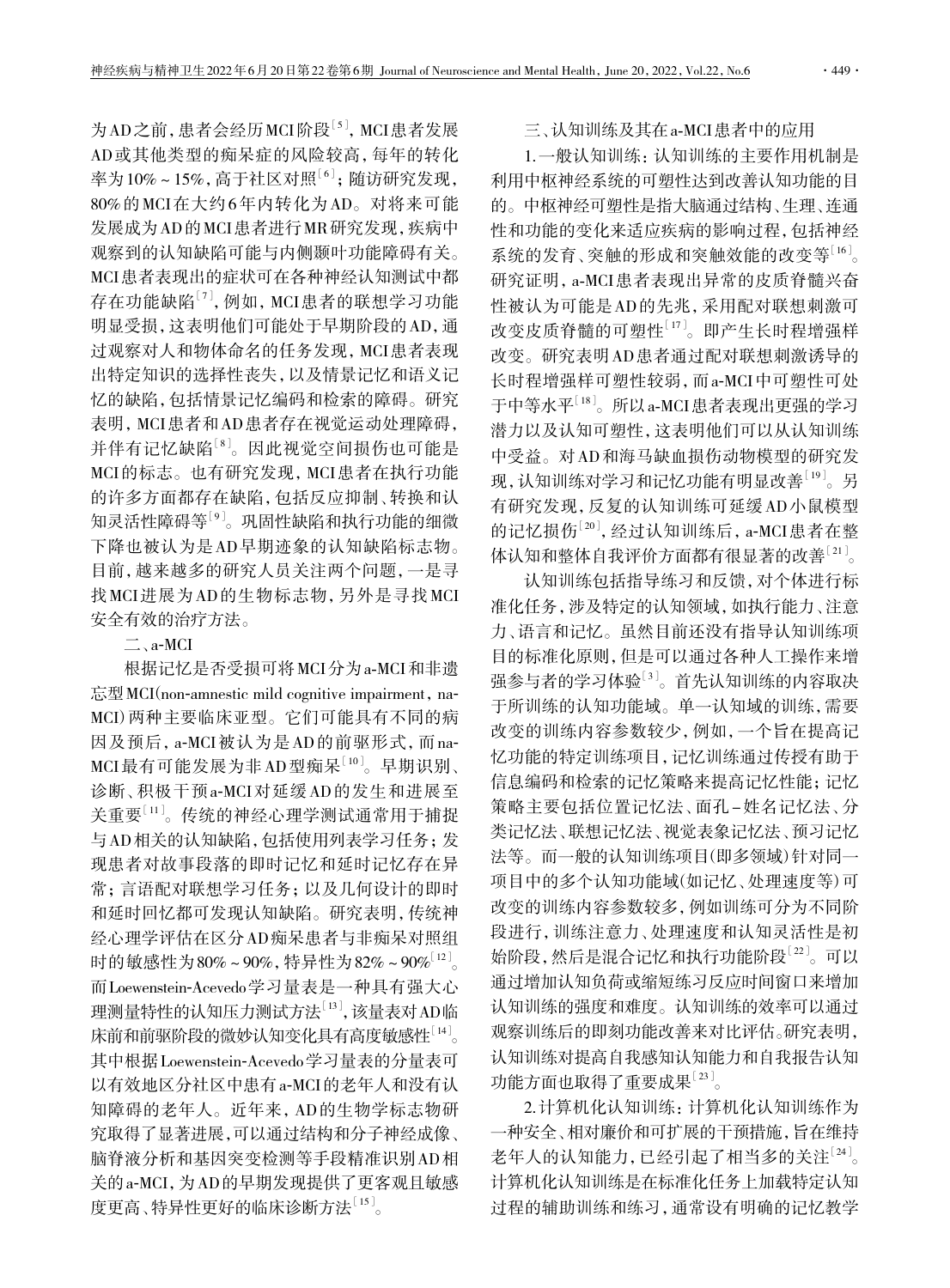为AD之前，患者会经历MCI阶段[5]，MCI患者发展AD或其他类型的痴呆症的风险较高，每年的转化率为10%～15%，高于社区对照[6]；随访研究发现，80%的MCI在大约6年内转化为AD。对将来可能发展成为AD的MCI患者进行MR研究发现，疾病中观察到的认知缺陷可能与内侧颞叶功能障碍有关。MCI患者表现出的症状可在各种神经认知测试中都存在功能缺陷[7]，例如，MCI患者的联想学习功能明显受损，这表明他们可能处于早期阶段的AD，通过观察对人和物体命名的任务发现，MCI患者表现出特定知识的选择性丧失，以及情景记忆和语义记忆的缺陷，包括情景记忆编码和检索的障碍。研究表明，MCI患者和AD患者存在视觉运动处理障碍，并伴有记忆缺陷[8]。因此视觉空间损伤也可能是MCI的标志。也有研究发现，MCI患者在执行功能的许多方面都存在缺陷，包括反应抑制、转换和认知灵活性障碍等[9]。巩固性缺陷和执行功能的细微下降也被认为是AD早期迹象的认知缺陷标志物。目前，越来越多的研究人员关注两个问题，一是寻找MCI进展为AD的生物标志物，另外是寻找MCI安全有效的治疗方法。

二、a-MCI

根据记忆是否受损可将MCI分为a-MCI和非遗忘型MCI(non-amnestic mild cognitive impairment，na-MCI)两种主要临床亚型。它们可能具有不同的病因及预后，a-MCI被认为是AD的前驱形式，而na-MCI最有可能发展为非AD型痴呆[10]。早期识别、诊断、积极干预a-MCI对延缓AD的发生和进展至关重要[11]。传统的神经心理学测试通常用于捕捉与AD相关的认知缺陷，包括使用列表学习任务；发现患者对故事段落的即时记忆和延时记忆存在异常；言语配对联想学习任务；以及几何设计的即时和延时回忆都可发现认知缺陷。研究表明，传统神经心理学评估在区分AD痴呆患者与非痴呆对照组时的敏感性为80%～90%，特异性为82%～90%[12]。而Loewenstein-Acevedo学习量表是一种具有强大心理测量特性的认知压力测试方法[13]，该量表对AD临床前和前驱阶段的微妙认知变化具有高度敏感性[14]。其中根据Loewenstein-Acevedo学习量表的分量表可以有效地区分社区中患有a-MCI的老年人和没有认知障碍的老年人。近年来，AD的生物学标志物研究取得了显著进展，可以通过结构和分子神经成像、脑脊液分析和基因突变检测等手段精准识别AD相关的a-MCI，为AD的早期发现提供了更客观且敏感度更高、特异性更好的临床诊断方法[15]。

三、认知训练及其在a-MCI患者中的应用

1.一般认知训练：认知训练的主要作用机制是利用中枢神经系统的可塑性达到改善认知功能的目的。中枢神经可塑性是指大脑通过结构、生理、连通性和功能的变化来适应疾病的影响过程，包括神经系统的发育、突触的形成和突触效能的改变等[16]。研究证明，a-MCI患者表现出异常的皮质脊髓兴奋性被认为可能是AD的先兆，采用配对联想刺激可改变皮质脊髓的可塑性[17]。即产生长时程增强样改变。研究表明AD患者通过配对联想刺激诱导的长时程增强样可塑性较弱，而a-MCI中可塑性可处于中等水平[18]。所以a-MCI患者表现出更强的学习潜力以及认知可塑性，这表明他们可以从认知训练中受益。对AD和海马缺血损伤动物模型的研究发现，认知训练对学习和记忆功能有明显改善[19]。另有研究发现，反复的认知训练可延缓AD小鼠模型的记忆损伤[20]，经过认知训练后，a-MCI患者在整体认知和整体自我评价方面都有很显著的改善[21]。

认知训练包括指导练习和反馈，对个体进行标准化任务，涉及特定的认知领域，如执行能力、注意力、语言和记忆。虽然目前还没有指导认知训练项目的标准化原则，但是可以通过各种人工操作来增强参与者的学习体验[3]。首先认知训练的内容取决于所训练的认知功能域。单一认知域的训练，需要改变的训练内容参数较少，例如，一个旨在提高记忆功能的特定训练项目，记忆训练通过传授有助于信息编码和检索的记忆策略来提高记忆性能；记忆策略主要包括位置记忆法、面孔-姓名记忆法、分类记忆法、联想记忆法、视觉表象记忆法、预习记忆法等。而一般的认知训练项目(即多领域)针对同一项目中的多个认知功能域(如记忆、处理速度等)可改变的训练内容参数较多，例如训练可分为不同阶段进行，训练注意力、处理速度和认知灵活性是初始阶段，然后是混合记忆和执行功能阶段[22]。可以通过增加认知负荷或缩短练习反应时间窗口来增加认知训练的强度和难度。认知训练的效率可以通过观察训练后的即刻功能改善来对比评估。研究表明，认知训练对提高自我感知认知能力和自我报告认知功能方面也取得了重要成果[23]。

2.计算机化认知训练：计算机化认知训练作为一种安全、相对廉价和可扩展的干预措施，旨在维持老年人的认知能力，已经引起了相当多的关注[24]。计算机化认知训练是在标准化任务上加载特定认知过程的辅助训练和练习，通常设有明确的记忆教学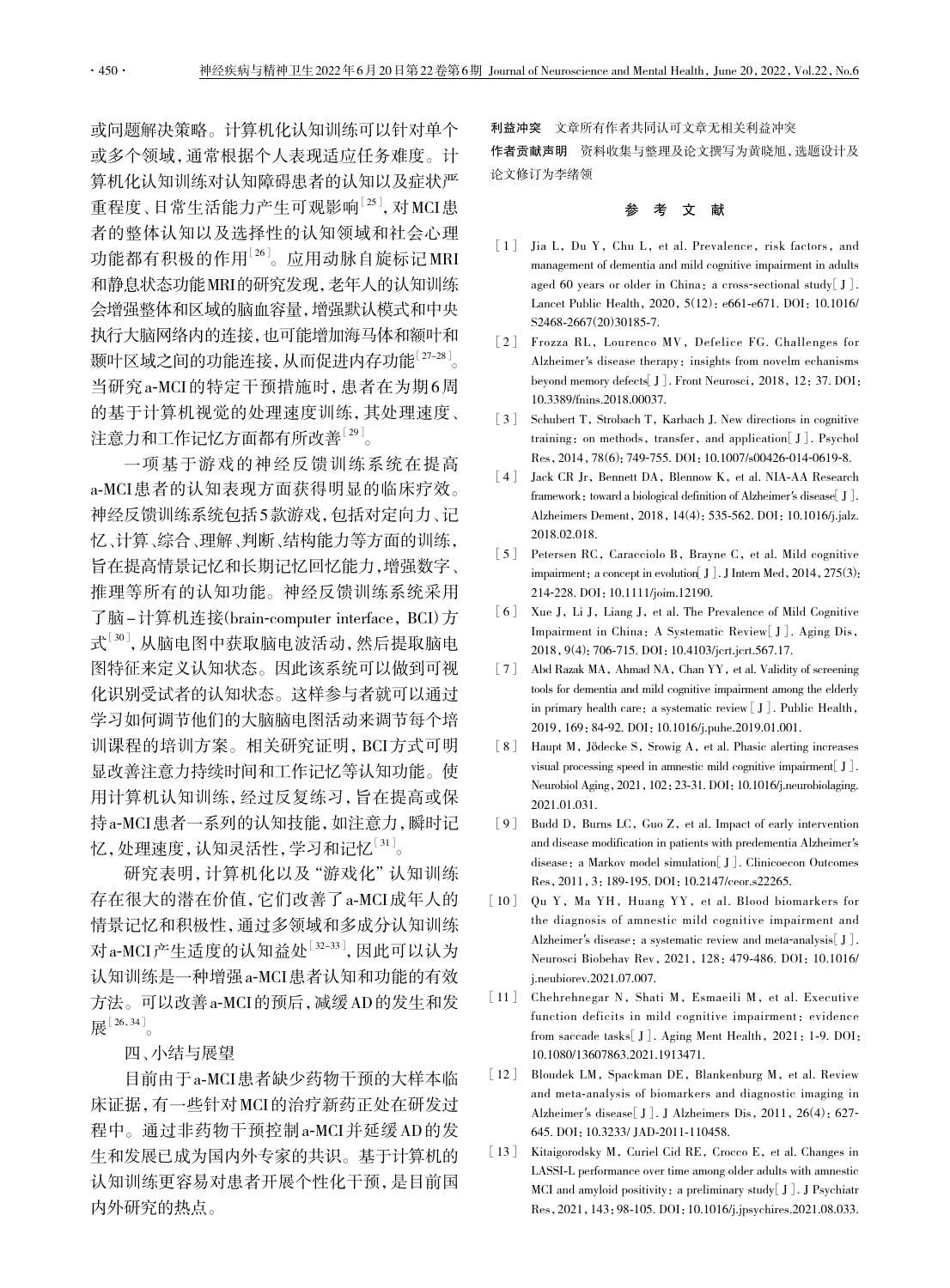或问题解决策略。计算机化认知训练可以针对单个或多个领域，通常根据个人表现适应任务难度。计算机化认知训练对认知障碍患者的认知以及症状严重程度、日常生活能力产生可观影响[25]，对MCI患者的整体认知以及选择性的认知领域和社会心理功能都有积极的作用[26]。应用动脉自旋标记MRI和静息状态功能MRI的研究发现，老年人的认知训练会增强整体和区域的脑血容量，增强默认模式和中央执行大脑网络内的连接，也可能增加海马体和额叶和颞叶区域之间的功能连接，从而促进内存功能[27–28]。当研究a-MCI的特定干预措施时，患者在为期6周的基于计算机视觉的处理速度训练，其处理速度、注意力和工作记忆方面都有所改善[29]。

一项基于游戏的神经反馈训练系统在提高a-MCI患者的认知表现方面获得明显的临床疗效。神经反馈训练系统包括5款游戏，包括对定向力、记忆、计算、综合、理解、判断、结构能力等方面的训练，旨在提高情景记忆和长期记忆回忆能力，增强数字、推理等所有的认知功能。神经反馈训练系统采用了脑–计算机连接(brain-computer interface，BCI)方式[30]，从脑电图中获取脑电波活动，然后提取脑电图特征来定义认知状态。因此该系统可以做到可视化识别受试者的认知状态。这样参与者就可以通过学习如何调节他们的大脑脑电图活动来调节每个培训课程的培训方案。相关研究证明，BCI方式可明显改善注意力持续时间和工作记忆等认知功能。使用计算机认知训练，经过反复练习，旨在提高或保持a-MCI患者一系列的认知技能，如注意力，瞬时记忆，处理速度，认知灵活性，学习和记忆[31]。

研究表明，计算机化以及"游戏化"认知训练存在很大的潜在价值，它们改善了a-MCI成年人的情景记忆和积极性，通过多领域和多成分认知训练对a-MCI产生适度的认知益处[32–33]，因此可以认为认知训练是一种增强a-MCI患者认知和功能的有效方法。可以改善a-MCI的预后，减缓AD的发生和发展[26, 34]。

## 四、小结与展望

目前由于a-MCI患者缺少药物干预的大样本临床证据，有一些针对MCI的治疗新药正处在研发过程中。通过非药物干预控制a-MCI并延缓AD的发生和发展已成为国内外专家的共识。基于计算机的认知训练更容易对患者开展个性化干预，是目前国内外研究的热点。

**利益冲突**　文章所有作者共同认可文章无相关利益冲突

**作者贡献声明**　资料收集与整理及论文撰写为黄晓旭，选题设计及论文修订为李绪领

## 参 考 文 献

[1] Jia L, Du Y, Chu L, et al. Prevalence, risk factors, and management of dementia and mild cognitive impairment in adults aged 60 years or older in China: a cross-sectional study[J]. Lancet Public Health, 2020, 5(12): e661-e671. DOI: 10.1016/S2468-2667(20)30185-7.

[2] Frozza RL, Lourenco MV, Defelice FG. Challenges for Alzheimer's disease therapy: insights from novelm echanisms beyond memory defects[J]. Front Neurosci, 2018, 12: 37. DOI: 10.3389/fnins.2018.00037.

[3] Schubert T, Strobach T, Karbach J. New directions in cognitive training: on methods, transfer, and application[J]. Psychol Res, 2014, 78(6): 749-755. DOI: 10.1007/s00426-014-0619-8.

[4] Jack CR Jr, Bennett DA, Blennow K, et al. NIA-AA Research framework: toward a biological definition of Alzheimer's disease[J]. Alzheimers Dement, 2018, 14(4): 535-562. DOI: 10.1016/j.jalz.2018.02.018.

[5] Petersen RC, Caracciolo B, Brayne C, et al. Mild cognitive impairment: a concept in evolution[J]. J Intern Med, 2014, 275(3): 214-228. DOI: 10.1111/joim.12190.

[6] Xue J, Li J, Liang J, et al. The Prevalence of Mild Cognitive Impairment in China: A Systematic Review[J]. Aging Dis, 2018, 9(4): 706-715. DOI: 10.4103/jcrt.jcrt.567.17.

[7] Abd Razak MA, Ahmad NA, Chan YY, et al. Validity of screening tools for dementia and mild cognitive impairment among the elderly in primary health care: a systematic review[J]. Public Health, 2019, 169: 84-92. DOI: 10.1016/j.puhe.2019.01.001.

[8] Haupt M, Jödecke S, Srowig A, et al. Phasic alerting increases visual processing speed in amnestic mild cognitive impairment[J]. Neurobiol Aging, 2021, 102: 23-31. DOI: 10.1016/j.neurobiolaging.2021.01.031.

[9] Budd D, Burns LC, Guo Z, et al. Impact of early intervention and disease modification in patients with predementia Alzheimer's disease: a Markov model simulation[J]. Clinicoecon Outcomes Res, 2011, 3: 189-195. DOI: 10.2147/ceor.s22265.

[10] Qu Y, Ma YH, Huang YY, et al. Blood biomarkers for the diagnosis of amnestic mild cognitive impairment and Alzheimer's disease: a systematic review and meta-analysis[J]. Neurosci Biobehav Rev, 2021, 128: 479-486. DOI: 10.1016/j.neubiorev.2021.07.007.

[11] Chehrehnegar N, Shati M, Esmaeili M, et al. Executive function deficits in mild cognitive impairment: evidence from saccade tasks[J]. Aging Ment Health, 2021: 1-9. DOI: 10.1080/13607863.2021.1913471.

[12] Bloudek LM, Spackman DE, Blankenburg M, et al. Review and meta-analysis of biomarkers and diagnostic imaging in Alzheimer's disease[J]. J Alzheimers Dis, 2011, 26(4): 627-645. DOI: 10.3233/ JAD-2011-110458.

[13] Kitaigorodsky M, Curiel Cid RE, Crocco E, et al. Changes in LASSI-L performance over time among older adults with amnestic MCI and amyloid positivity: a preliminary study[J]. J Psychiatr Res, 2021, 143: 98-105. DOI: 10.1016/j.jpsychires.2021.08.033.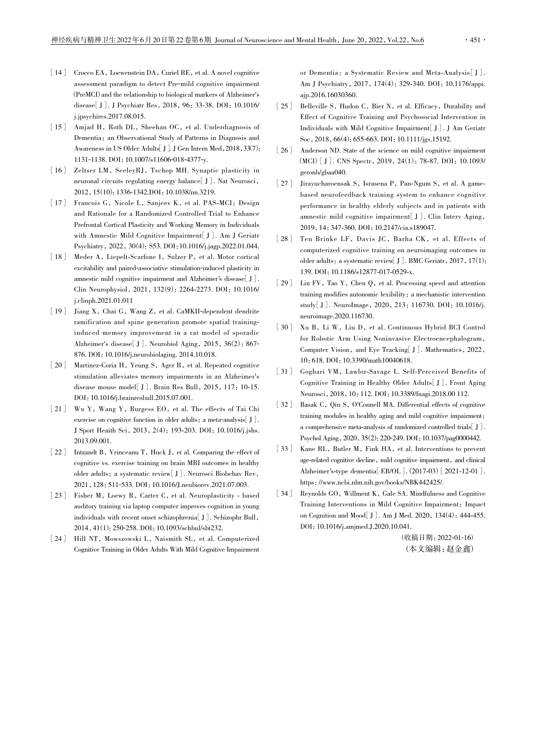[14] Crocco EA, Loewenstein DA, Curiel RE, et al. A novel cognitive assessment paradigm to detect Pre-mild cognitive impairment (PreMCI) and the relationship to biological markers of Alzheimer's disease[J]. J Psychiatr Res, 2018, 96: 33-38. DOI: 10.1016/j.jpsychires.2017.08.015.

[15] Amjad H, Roth DL, Sheehan OC, et al. Underdiagnosis of Dementia: an Observational Study of Patterns in Diagnosis and Awareness in US Older Adults[J]. J Gen Intern Med, 2018, 33(7): 1131-1138. DOI: 10.1007/s11606-018-4377-y.

[16] Zeltser LM, SeeleyRJ, Tschop MH. Synaptic plasticity in neuronal circuits regulating energy balance[J]. Nat Neurosci, 2012, 15(10): 1336-1342.DOI: 10.1038/nn.3219.

[17] Francois G, Nicole L, Sanjeev K, et al. PAS-MCI: Design and Rationale for a Randomized Controlled Trial to Enhance Prefrontal Cortical Plasticity and Working Memory in Individuals with Amnestic Mild Cognitive Impairment[J]. Am J Geriatr Psychiatry, 2022, 30(4): S53. DOI: 10.1016/j.jagp.2022.01.044.

[18] Meder A, Liepelt-Scarfone I, Sulzer P, et al. Motor cortical excitability and paired-associative stimulation-induced plasticity in amnestic mild cognitive impairment and Alzheimer's disease[J]. Clin Neurophysiol, 2021, 132(9): 2264-2273. DOI: 10.1016/j.clinph.2021.01.011

[19] Jiang X, Chai G, Wang Z, et al. CaMKII-dependent dendrite ramification and spine generation promote spatial training-induced memory improvement in a rat model of sporadic Alzheimer's disease[J]. Neurobiol Aging, 2015, 36(2): 867-876. DOI: 10.1016/j.neurobiolaging. 2014.10.018.

[20] Martinez-Coria H, Yeung S, Ager R, et al. Repeated cognitive stimulation alleviates memory impairments in an Alzheimer's disease mouse model[J]. Brain Res Bull, 2015, 117: 10-15. DOI: 10.1016/j.brainresbull.2015.07.001.

[21] Wu Y, Wang Y, Burgess EO, et al. The effects of Tai Chi exercise on cognitive function in older adults: a meta-analysis[J]. J Sport Heaith Sci, 2013, 2(4): 193-203. DOI: 10.1016/j.jshs.2013.09.001.

[22] Intzandt B, Vrinceanu T, Huck J, et al. Comparing the effect of cognitive vs. exercise training on brain MRI outcomes in healthy older adults: a systematic review[J]. Neurosci Biobehav Rev, 2021, 128: 511-533. DOI: 10.1016/J.neubiorev.2021.07.003.

[23] Fisher M, Loewy R, Carter C, et al. Neuroplasticity - based auditory training via laptop computer improves cognition in young individuals with recent onset schizophrenia[J]. Schizophr Bull, 2014, 41(1): 250-258. DOI: 10.1093/schbul/sbt232.

[24] Hill NT, Mowszowski L, Naismith SL, et al. Computerized Cognitive Training in Older Adults With Mild Cognitive Impairment or Dementia: a Systematic Review and Meta-Analysis[J]. Am J Psychiatry, 2017, 174(4): 329-340. DOI: 10.1176/appi.ajp.2016.16030360.

[25] Belleville S, Hudon C, Bier N, et al. Efficacy, Durability and Effect of Cognitive Training and Psychosocial Intervention in Individuals with Mild Cognitive Impairment[J]. J Am Geriatr Soc, 2018, 66(4): 655-663. DOI: 10.1111/jgs.15192.

[26] Anderson ND. State of the science on mild cognitive impairment (MCI)[J]. CNS Spectr, 2019, 24(1): 78-87. DOI: 10.1093/geronb/gbaa040.

[27] Jirayucharoensak S, Israsena P, Pan-Ngum S, et al. A game-based neurofeedback training system to enhance cognitive performance in healthy elderly subjects and in patients with amnestic mild cognitive impairment[J]. Clin Interv Aging, 2019, 14: 347-360. DOI: 10.2147/cia.s189047.

[28] Ten Brinke LF, Davis JC, Barha CK, et al. Effects of computerized cognitive training on neuroimaging outcomes in older adults: a systematic review[J]. BMC Geriatr, 2017, 17(1): 139. DOI: 10.1186/s12877-017-0529-x.

[29] Lin FV, Tao Y, Chen Q, et al. Processing speed and attention training modifies autonomic lexibility: a mechanistic intervention study[J]. NeuroImage, 2020, 213: 116730. DOI: 10.1016/j.neuroimage.2020.116730.

[30] Xu B, Li W, Liu D, et al. Continuous Hybrid BCI Control for Robotic Arm Using Noninvasive Electroencephalogram, Computer Vision, and Eye Tracking[J]. Mathematics, 2022, 10: 618. DOI: 10.3390/math10040618.

[31] Goghari VM, Lawlor-Savage L. Self-Perceived Benefits of Cognitive Training in Healthy Older Adults[J]. Front Aging Neurosci, 2018, 10: 112. DOI: 10.3389/fnagi.2018.00 112.

[32] Basak C, Qin S, O'Connell MA. Differential effects of cognitive training modules in healthy aging and mild cognitive impairment: a comprehensive meta-analysis of randomized controlled trials[J]. Psychol Aging, 2020, 35(2): 220-249. DOI: 10.1037/pag0000442.

[33] Kane RL, Butler M, Fink HA, et al. Interventions to prevent age-related cognitive decline, mild cognitive impairment, and clinical Alzheimer's-type dementia[EB/OL]. (2017-03)[2021-12-01]. https://www.ncbi.nlm.nih.gov/books/NBK442425/.

[34] Reynolds GO, Willment K, Gale SA. Mindfulness and Cognitive Training Interventions in Mild Cognitive Impairment: Impact on Cognition and Mood[J]. Am J Med. 2020, 134(4): 444-455. DOI: 10.1016/j.amjmed.J.2020.10.041.

（收稿日期：2022-01-16）

（本文编辑：赵金鑫）